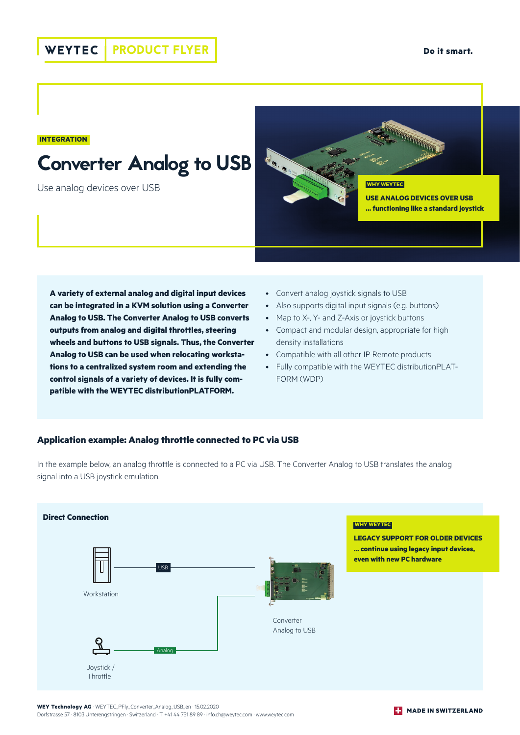WEYTEC | PRODUCT FLYER

Do it smart.

INTEGRATION

# Converter Analog to USB

Use analog devices over USB

WHY WEYTEC

**USE ANALOG DEVICES OVER USB**
**... functioning like a standard joystick**

**A variety of external analog and digital input devices can be integrated in a KVM solution using a Converter Analog to USB. The Converter Analog to USB converts outputs from analog and digital throttles, steering wheels and buttons to USB signals. Thus, the Converter Analog to USB can be used when relocating workstations to a centralized system room and extending the control signals of a variety of devices. It is fully compatible with the WEYTEC distributionPLATFORM.**

- Convert analog joystick signals to USB
- Also supports digital input signals (e.g. buttons)
- Map to X-, Y- and Z-Axis or joystick buttons
- Compact and modular design, appropriate for high density installations
- Compatible with all other IP Remote products
- Fully compatible with the WEYTEC distributionPLATFORM (WDP)

## Application example: Analog throttle connected to PC via USB

In the example below, an analog throttle is connected to a PC via USB. The Converter Analog to USB translates the analog signal into a USB joystick emulation.

**Direct Connection**

Workstation — USB — Converter Analog to USB

Joystick / Throttle — Analog — Converter Analog to USB

WHY WEYTEC

**LEGACY SUPPORT FOR OLDER DEVICES**
**... continue using legacy input devices, even with new PC hardware**

**WEY Technology AG** · WEYTEC_PFly_Converter_Analog_USB_en · 15.02.2020
Dorfstrasse 57 · 8103 Unterengstringen · Switzerland · T +41 44 751 89 89 · info.ch@weytec.com · www.weytec.com

MADE IN SWITZERLAND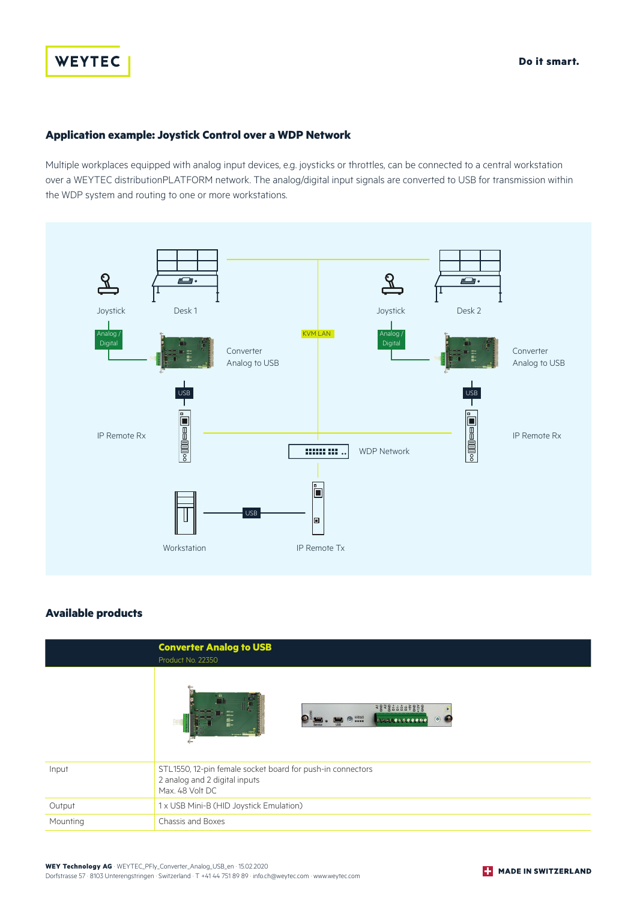## Application example: Joystick Control over a WDP Network

Multiple workplaces equipped with analog input devices, e.g. joysticks or throttles, can be connected to a central workstation over a WEYTEC distributionPLATFORM network. The analog/digital input signals are converted to USB for transmission within the WDP system and routing to one or more workstations.

Joystick
Desk 1
Analog / Digital
Converter Analog to USB
USB
IP Remote Rx
KVM LAN
Joystick
Desk 2
Analog / Digital
Converter Analog to USB
USB
IP Remote Rx
WDP Network
Workstation
USB
IP Remote Tx

## Available products

| | Converter Analog to USB<br>Product No. 22350 |
|---|---|
| Input | STL1550, 12-pin female socket board for push-in connectors<br>2 analog and 2 digital inputs<br>Max. 48 Volt DC |
| Output | 1 x USB Mini-B (HID Joystick Emulation) |
| Mounting | Chassis and Boxes |

**WEY Technology AG** · WEYTEC_PFly_Converter_Analog_USB_en · 15.02.2020
Dorfstrasse 57 · 8103 Unterengstringen · Switzerland · T +41 44 751 89 89 · info.ch@weytec.com · www.weytec.com

MADE IN SWITZERLAND